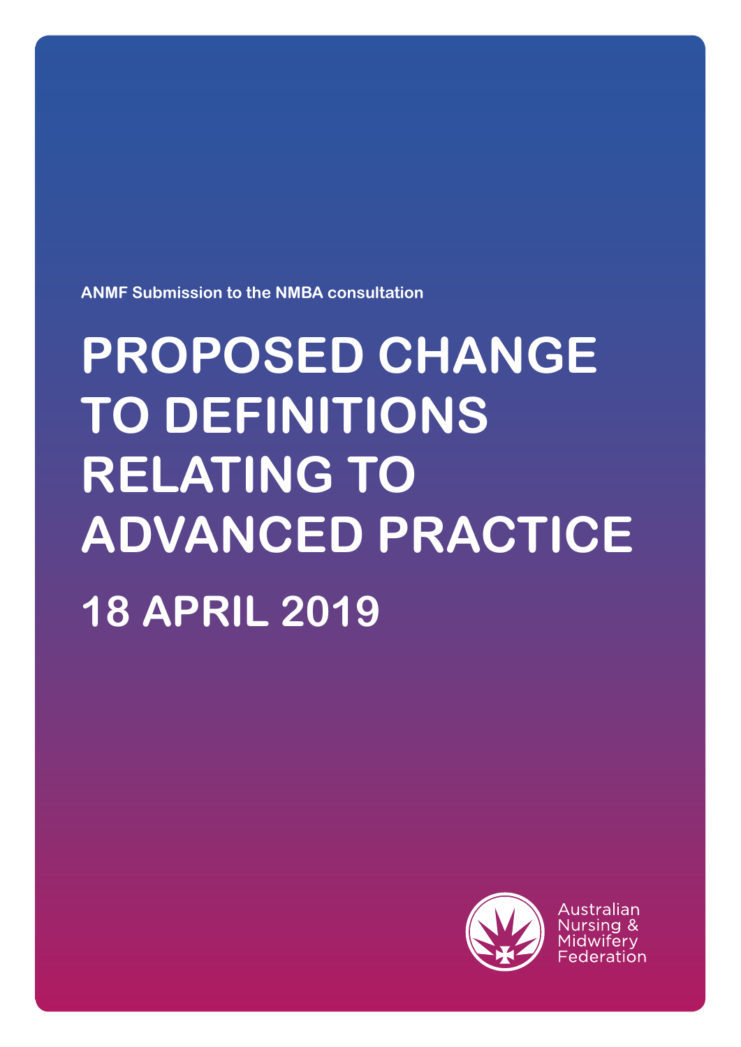ANMF Submission to the NMBA consultation

# PROPOSED CHANGE TO DEFINITIONS RELATING TO ADVANCED PRACTICE

## 18 APRIL 2019

Australian Nursing & Midwifery Federation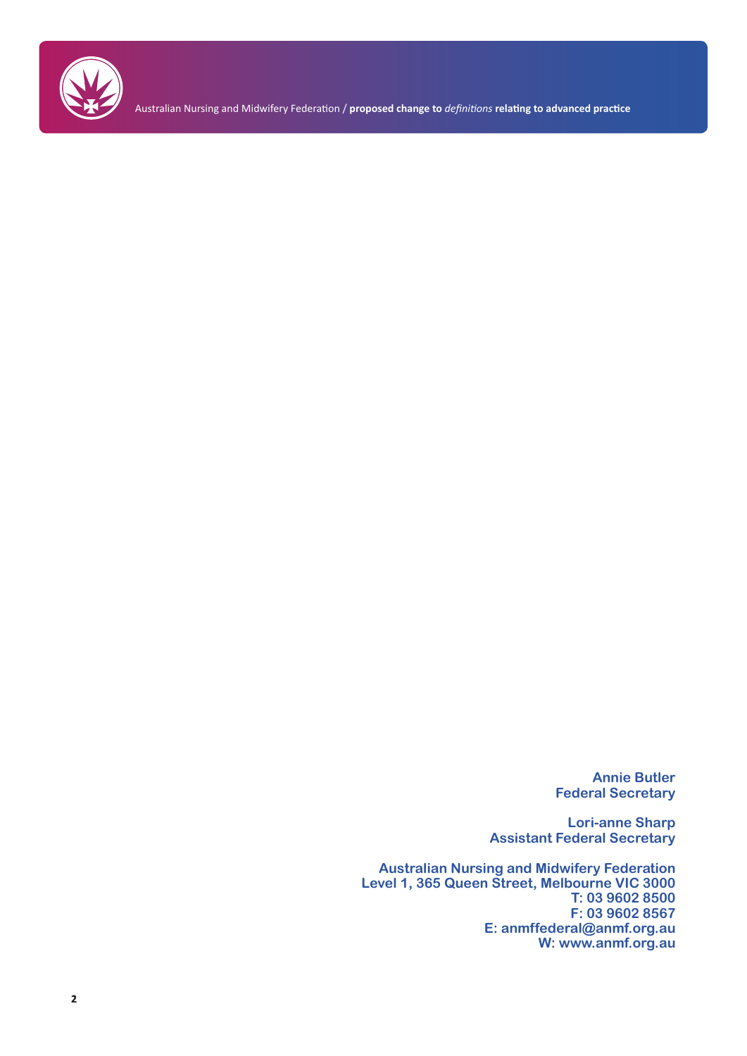**Annie Butler**
**Federal Secretary**

**Lori-anne Sharp**
**Assistant Federal Secretary**

**Australian Nursing and Midwifery Federation**
**Level 1, 365 Queen Street, Melbourne VIC 3000**
**T: 03 9602 8500**
**F: 03 9602 8567**
**E: anmffederal@anmf.org.au**
**W: www.anmf.org.au**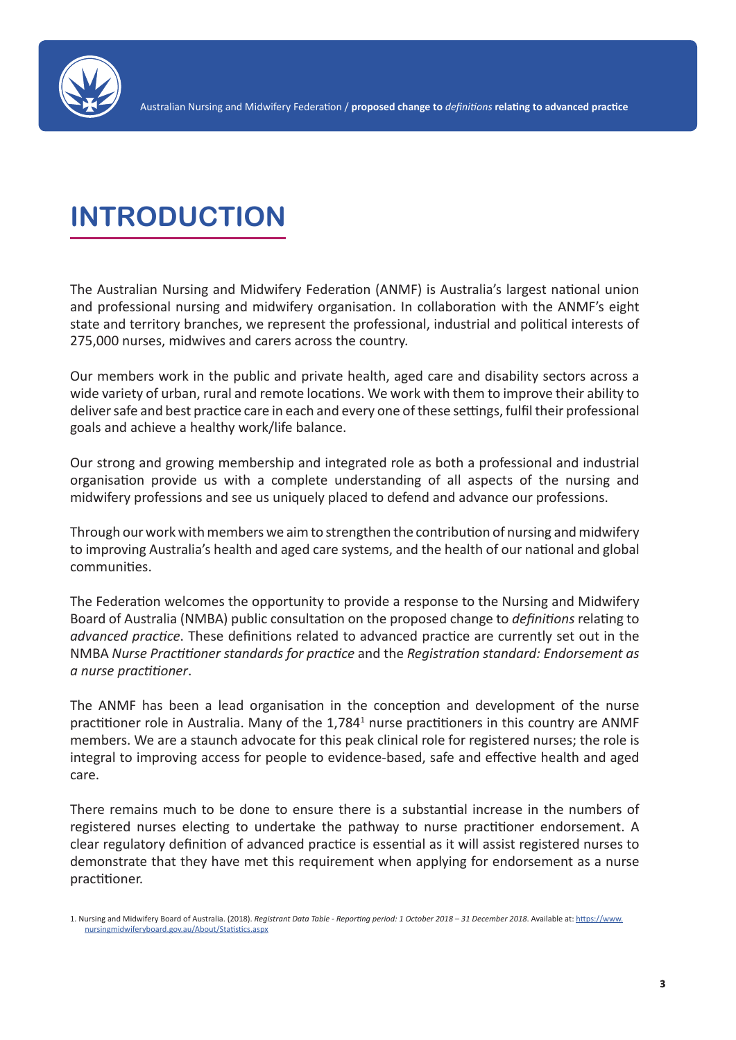# INTRODUCTION

The Australian Nursing and Midwifery Federation (ANMF) is Australia's largest national union and professional nursing and midwifery organisation. In collaboration with the ANMF's eight state and territory branches, we represent the professional, industrial and political interests of 275,000 nurses, midwives and carers across the country.

Our members work in the public and private health, aged care and disability sectors across a wide variety of urban, rural and remote locations. We work with them to improve their ability to deliver safe and best practice care in each and every one of these settings, fulfil their professional goals and achieve a healthy work/life balance.

Our strong and growing membership and integrated role as both a professional and industrial organisation provide us with a complete understanding of all aspects of the nursing and midwifery professions and see us uniquely placed to defend and advance our professions.

Through our work with members we aim to strengthen the contribution of nursing and midwifery to improving Australia's health and aged care systems, and the health of our national and global communities.

The Federation welcomes the opportunity to provide a response to the Nursing and Midwifery Board of Australia (NMBA) public consultation on the proposed change to *definitions* relating to *advanced practice*. These definitions related to advanced practice are currently set out in the NMBA *Nurse Practitioner standards for practice* and the *Registration standard: Endorsement as a nurse practitioner*.

The ANMF has been a lead organisation in the conception and development of the nurse practitioner role in Australia. Many of the 1,784[1] nurse practitioners in this country are ANMF members. We are a staunch advocate for this peak clinical role for registered nurses; the role is integral to improving access for people to evidence-based, safe and effective health and aged care.

There remains much to be done to ensure there is a substantial increase in the numbers of registered nurses electing to undertake the pathway to nurse practitioner endorsement. A clear regulatory definition of advanced practice is essential as it will assist registered nurses to demonstrate that they have met this requirement when applying for endorsement as a nurse practitioner.

1. Nursing and Midwifery Board of Australia. (2018). *Registrant Data Table - Reporting period: 1 October 2018 – 31 December 2018*. Available at: https://www.nursingmidwiferyboard.gov.au/About/Statistics.aspx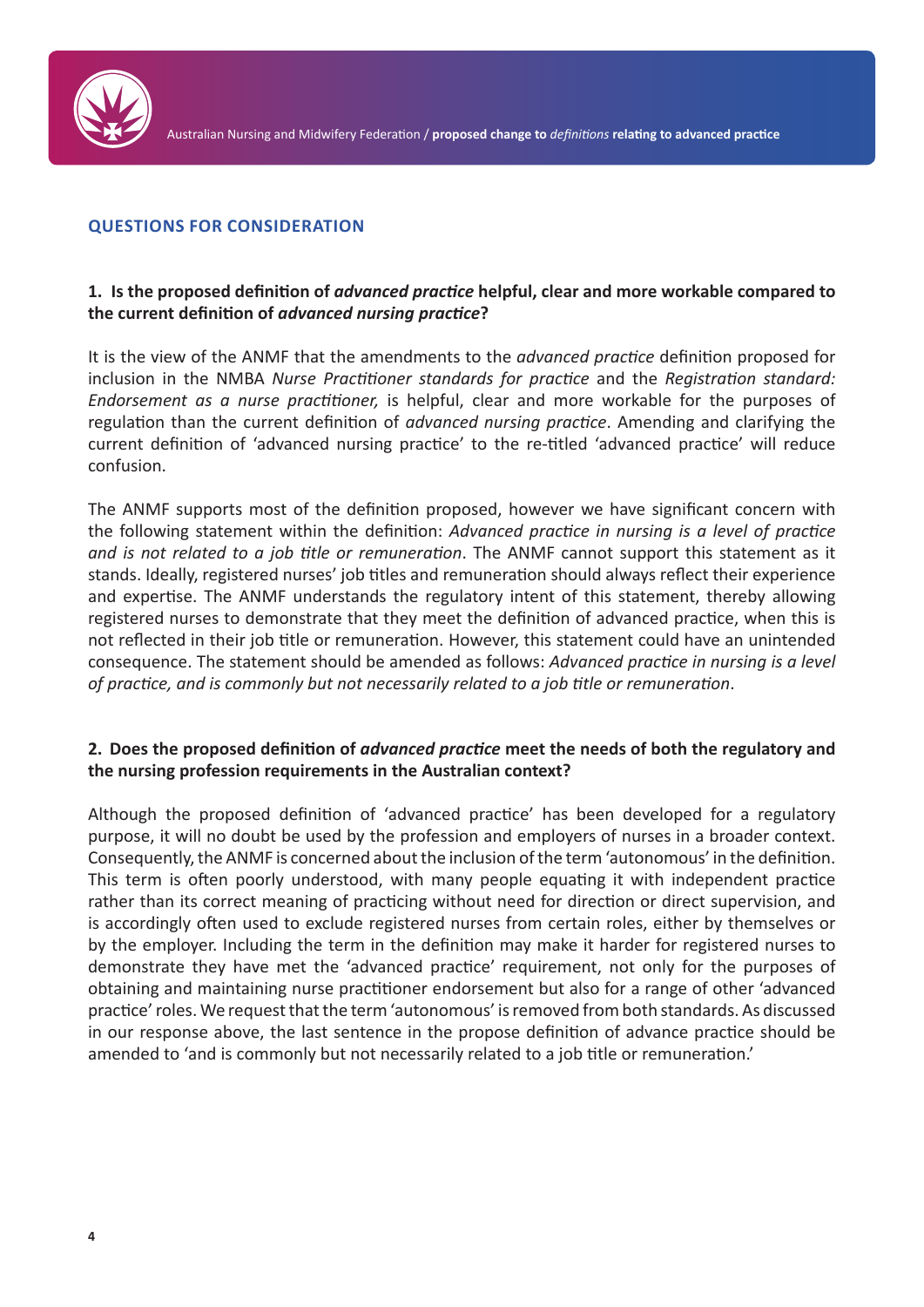## QUESTIONS FOR CONSIDERATION

### 1. Is the proposed definition of *advanced practice* helpful, clear and more workable compared to the current definition of *advanced nursing practice*?

It is the view of the ANMF that the amendments to the *advanced practice* definition proposed for inclusion in the NMBA *Nurse Practitioner standards for practice* and the *Registration standard: Endorsement as a nurse practitioner,* is helpful, clear and more workable for the purposes of regulation than the current definition of *advanced nursing practice*. Amending and clarifying the current definition of 'advanced nursing practice' to the re-titled 'advanced practice' will reduce confusion.

The ANMF supports most of the definition proposed, however we have significant concern with the following statement within the definition: *Advanced practice in nursing is a level of practice and is not related to a job title or remuneration*. The ANMF cannot support this statement as it stands. Ideally, registered nurses' job titles and remuneration should always reflect their experience and expertise. The ANMF understands the regulatory intent of this statement, thereby allowing registered nurses to demonstrate that they meet the definition of advanced practice, when this is not reflected in their job title or remuneration. However, this statement could have an unintended consequence. The statement should be amended as follows: *Advanced practice in nursing is a level of practice, and is commonly but not necessarily related to a job title or remuneration*.

### 2. Does the proposed definition of *advanced practice* meet the needs of both the regulatory and the nursing profession requirements in the Australian context?

Although the proposed definition of 'advanced practice' has been developed for a regulatory purpose, it will no doubt be used by the profession and employers of nurses in a broader context. Consequently, the ANMF is concerned about the inclusion of the term 'autonomous' in the definition. This term is often poorly understood, with many people equating it with independent practice rather than its correct meaning of practicing without need for direction or direct supervision, and is accordingly often used to exclude registered nurses from certain roles, either by themselves or by the employer. Including the term in the definition may make it harder for registered nurses to demonstrate they have met the 'advanced practice' requirement, not only for the purposes of obtaining and maintaining nurse practitioner endorsement but also for a range of other 'advanced practice' roles. We request that the term 'autonomous' is removed from both standards. As discussed in our response above, the last sentence in the propose definition of advance practice should be amended to 'and is commonly but not necessarily related to a job title or remuneration.'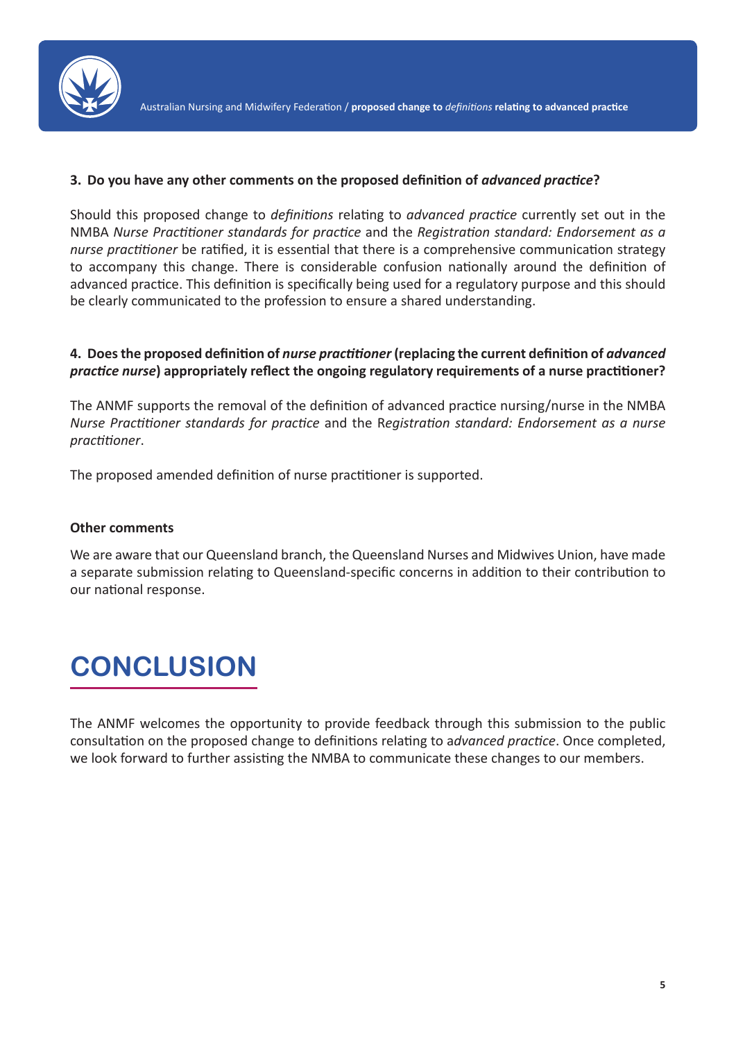**3. Do you have any other comments on the proposed definition of *advanced practice*?**

Should this proposed change to *definitions* relating to *advanced practice* currently set out in the NMBA *Nurse Practitioner standards for practice* and the *Registration standard: Endorsement as a nurse practitioner* be ratified, it is essential that there is a comprehensive communication strategy to accompany this change. There is considerable confusion nationally around the definition of advanced practice. This definition is specifically being used for a regulatory purpose and this should be clearly communicated to the profession to ensure a shared understanding.

**4. Does the proposed definition of *nurse practitioner* (replacing the current definition of *advanced practice nurse*) appropriately reflect the ongoing regulatory requirements of a nurse practitioner?**

The ANMF supports the removal of the definition of advanced practice nursing/nurse in the NMBA *Nurse Practitioner standards for practice* and the R*egistration standard: Endorsement as a nurse practitioner*.

The proposed amended definition of nurse practitioner is supported.

**Other comments**

We are aware that our Queensland branch, the Queensland Nurses and Midwives Union, have made a separate submission relating to Queensland-specific concerns in addition to their contribution to our national response.

# CONCLUSION

The ANMF welcomes the opportunity to provide feedback through this submission to the public consultation on the proposed change to definitions relating to a*dvanced practice*. Once completed, we look forward to further assisting the NMBA to communicate these changes to our members.